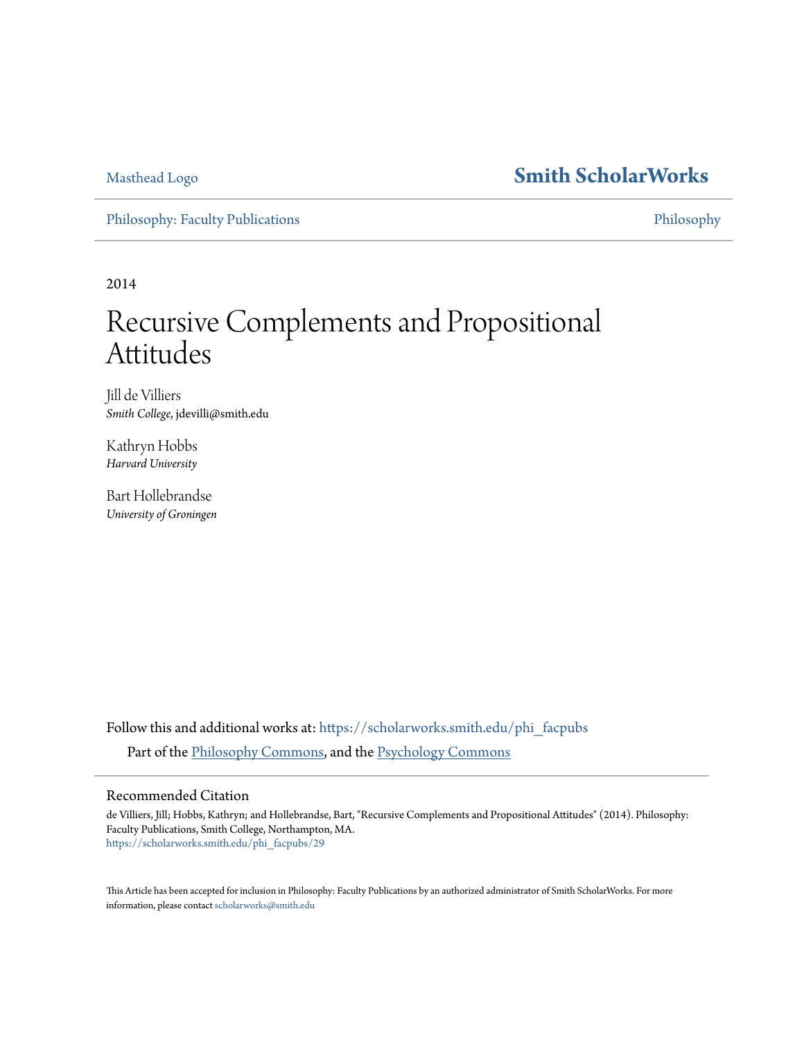Masthead Logo

**Smith ScholarWorks**

Philosophy: Faculty Publications

Philosophy

2014

# Recursive Complements and Propositional Attitudes

Jill de Villiers
*Smith College*, jdevilli@smith.edu

Kathryn Hobbs
*Harvard University*

Bart Hollebrandse
*University of Groningen*

Follow this and additional works at: https://scholarworks.smith.edu/phi_facpubs

Part of the Philosophy Commons, and the Psychology Commons

## Recommended Citation

de Villiers, Jill; Hobbs, Kathryn; and Hollebrandse, Bart, "Recursive Complements and Propositional Attitudes" (2014). Philosophy: Faculty Publications, Smith College, Northampton, MA.
https://scholarworks.smith.edu/phi_facpubs/29

This Article has been accepted for inclusion in Philosophy: Faculty Publications by an authorized administrator of Smith ScholarWorks. For more information, please contact scholarworks@smith.edu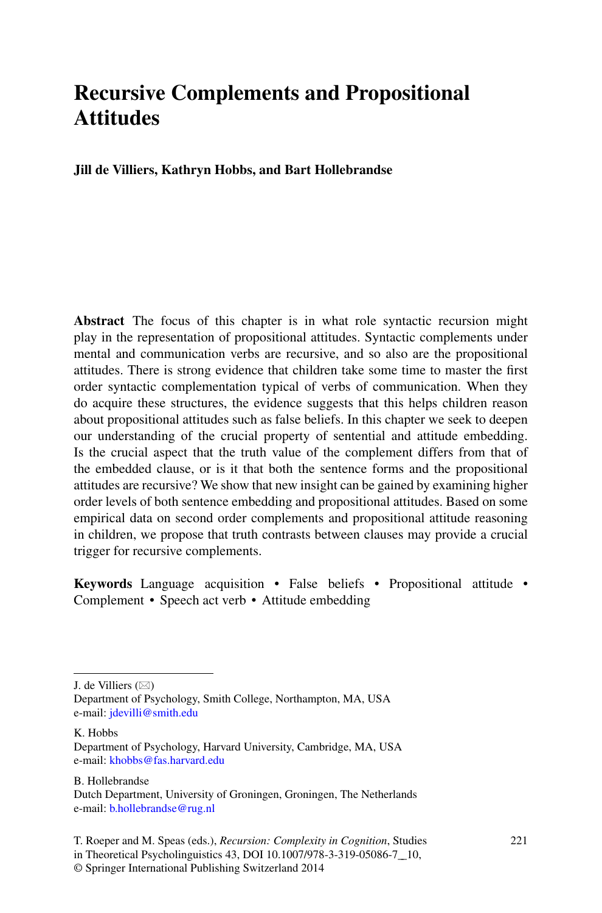# Recursive Complements and Propositional Attitudes

**Jill de Villiers, Kathryn Hobbs, and Bart Hollebrandse**

**Abstract** The focus of this chapter is in what role syntactic recursion might play in the representation of propositional attitudes. Syntactic complements under mental and communication verbs are recursive, and so also are the propositional attitudes. There is strong evidence that children take some time to master the first order syntactic complementation typical of verbs of communication. When they do acquire these structures, the evidence suggests that this helps children reason about propositional attitudes such as false beliefs. In this chapter we seek to deepen our understanding of the crucial property of sentential and attitude embedding. Is the crucial aspect that the truth value of the complement differs from that of the embedded clause, or is it that both the sentence forms and the propositional attitudes are recursive? We show that new insight can be gained by examining higher order levels of both sentence embedding and propositional attitudes. Based on some empirical data on second order complements and propositional attitude reasoning in children, we propose that truth contrasts between clauses may provide a crucial trigger for recursive complements.

**Keywords** Language acquisition • False beliefs • Propositional attitude • Complement • Speech act verb • Attitude embedding

---

J. de Villiers (✉)
Department of Psychology, Smith College, Northampton, MA, USA
e-mail: jdevilli@smith.edu

K. Hobbs
Department of Psychology, Harvard University, Cambridge, MA, USA
e-mail: khobbs@fas.harvard.edu

B. Hollebrandse
Dutch Department, University of Groningen, Groningen, The Netherlands
e-mail: b.hollebrandse@rug.nl

T. Roeper and M. Speas (eds.), *Recursion: Complexity in Cognition*, Studies in Theoretical Psycholinguistics 43, DOI 10.1007/978-3-319-05086-7_10,
© Springer International Publishing Switzerland 2014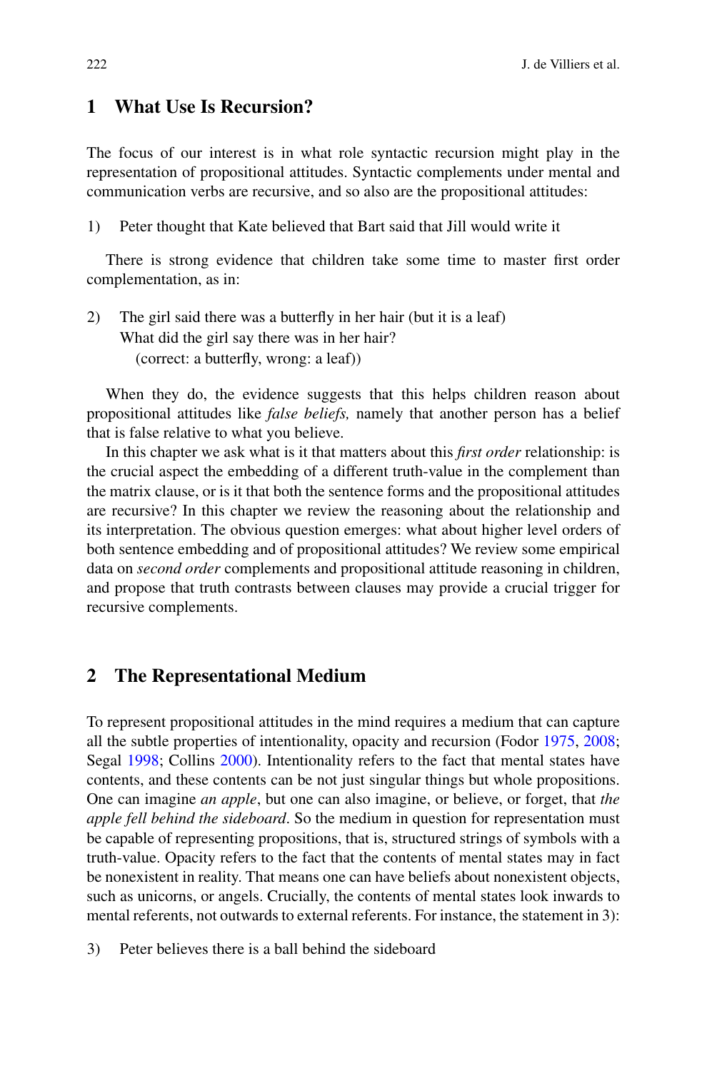## 1 What Use Is Recursion?

The focus of our interest is in what role syntactic recursion might play in the representation of propositional attitudes. Syntactic complements under mental and communication verbs are recursive, and so also are the propositional attitudes:

1) Peter thought that Kate believed that Bart said that Jill would write it

There is strong evidence that children take some time to master first order complementation, as in:

2) The girl said there was a butterfly in her hair (but it is a leaf)
   What did the girl say there was in her hair?
   (correct: a butterfly, wrong: a leaf))

When they do, the evidence suggests that this helps children reason about propositional attitudes like *false beliefs,* namely that another person has a belief that is false relative to what you believe.

In this chapter we ask what is it that matters about this *first order* relationship: is the crucial aspect the embedding of a different truth-value in the complement than the matrix clause, or is it that both the sentence forms and the propositional attitudes are recursive? In this chapter we review the reasoning about the relationship and its interpretation. The obvious question emerges: what about higher level orders of both sentence embedding and of propositional attitudes? We review some empirical data on *second order* complements and propositional attitude reasoning in children, and propose that truth contrasts between clauses may provide a crucial trigger for recursive complements.

## 2 The Representational Medium

To represent propositional attitudes in the mind requires a medium that can capture all the subtle properties of intentionality, opacity and recursion (Fodor 1975, 2008; Segal 1998; Collins 2000). Intentionality refers to the fact that mental states have contents, and these contents can be not just singular things but whole propositions. One can imagine *an apple*, but one can also imagine, or believe, or forget, that *the apple fell behind the sideboard*. So the medium in question for representation must be capable of representing propositions, that is, structured strings of symbols with a truth-value. Opacity refers to the fact that the contents of mental states may in fact be nonexistent in reality. That means one can have beliefs about nonexistent objects, such as unicorns, or angels. Crucially, the contents of mental states look inwards to mental referents, not outwards to external referents. For instance, the statement in 3):

3) Peter believes there is a ball behind the sideboard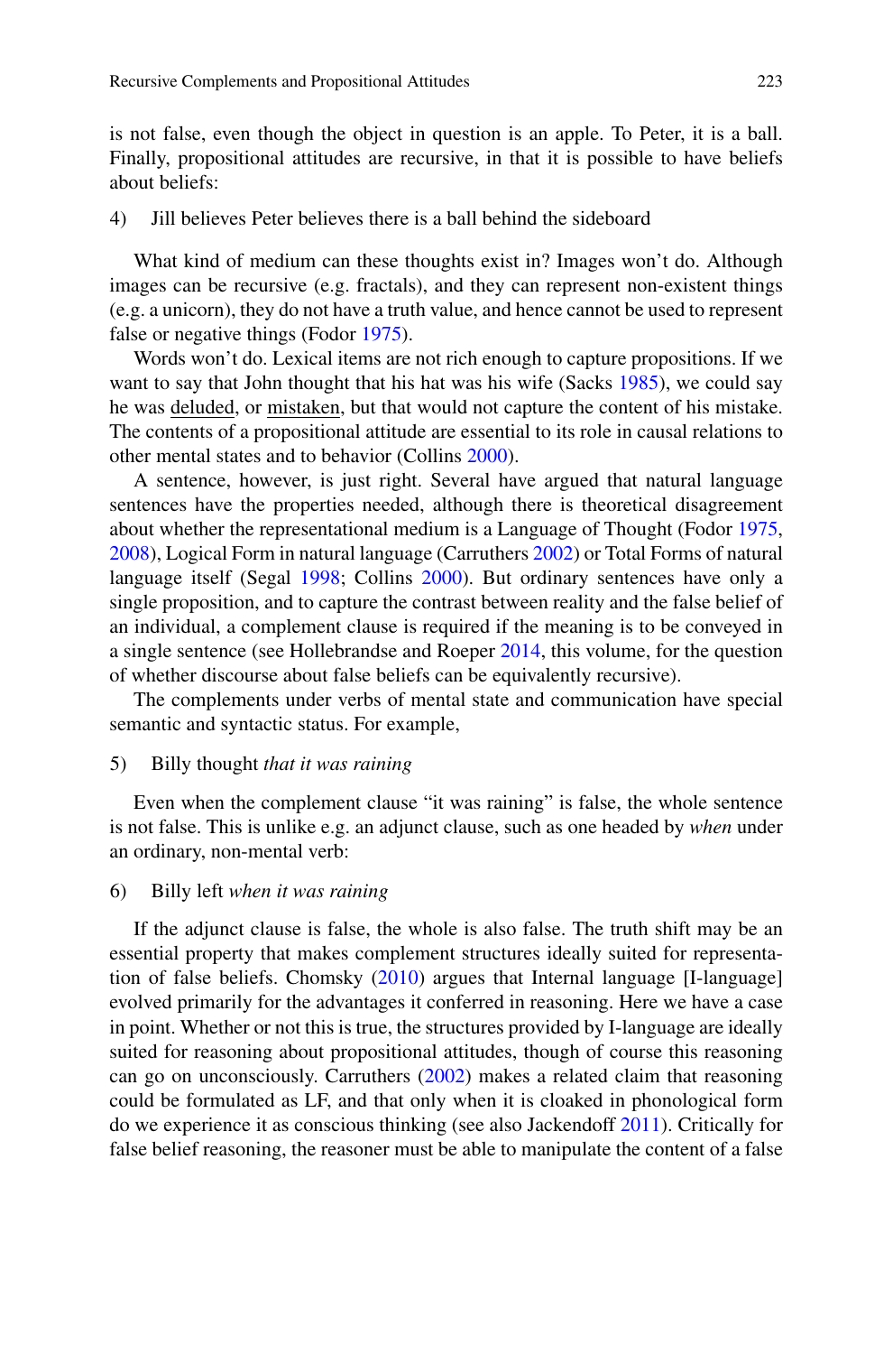is not false, even though the object in question is an apple. To Peter, it is a ball. Finally, propositional attitudes are recursive, in that it is possible to have beliefs about beliefs:

4) Jill believes Peter believes there is a ball behind the sideboard

What kind of medium can these thoughts exist in? Images won't do. Although images can be recursive (e.g. fractals), and they can represent non-existent things (e.g. a unicorn), they do not have a truth value, and hence cannot be used to represent false or negative things (Fodor 1975).

Words won't do. Lexical items are not rich enough to capture propositions. If we want to say that John thought that his hat was his wife (Sacks 1985), we could say he was <u>deluded</u>, or <u>mistaken</u>, but that would not capture the content of his mistake. The contents of a propositional attitude are essential to its role in causal relations to other mental states and to behavior (Collins 2000).

A sentence, however, is just right. Several have argued that natural language sentences have the properties needed, although there is theoretical disagreement about whether the representational medium is a Language of Thought (Fodor 1975, 2008), Logical Form in natural language (Carruthers 2002) or Total Forms of natural language itself (Segal 1998; Collins 2000). But ordinary sentences have only a single proposition, and to capture the contrast between reality and the false belief of an individual, a complement clause is required if the meaning is to be conveyed in a single sentence (see Hollebrandse and Roeper 2014, this volume, for the question of whether discourse about false beliefs can be equivalently recursive).

The complements under verbs of mental state and communication have special semantic and syntactic status. For example,

5) Billy thought *that it was raining*

Even when the complement clause "it was raining" is false, the whole sentence is not false. This is unlike e.g. an adjunct clause, such as one headed by *when* under an ordinary, non-mental verb:

6) Billy left *when it was raining*

If the adjunct clause is false, the whole is also false. The truth shift may be an essential property that makes complement structures ideally suited for representation of false beliefs. Chomsky (2010) argues that Internal language [I-language] evolved primarily for the advantages it conferred in reasoning. Here we have a case in point. Whether or not this is true, the structures provided by I-language are ideally suited for reasoning about propositional attitudes, though of course this reasoning can go on unconsciously. Carruthers (2002) makes a related claim that reasoning could be formulated as LF, and that only when it is cloaked in phonological form do we experience it as conscious thinking (see also Jackendoff 2011). Critically for false belief reasoning, the reasoner must be able to manipulate the content of a false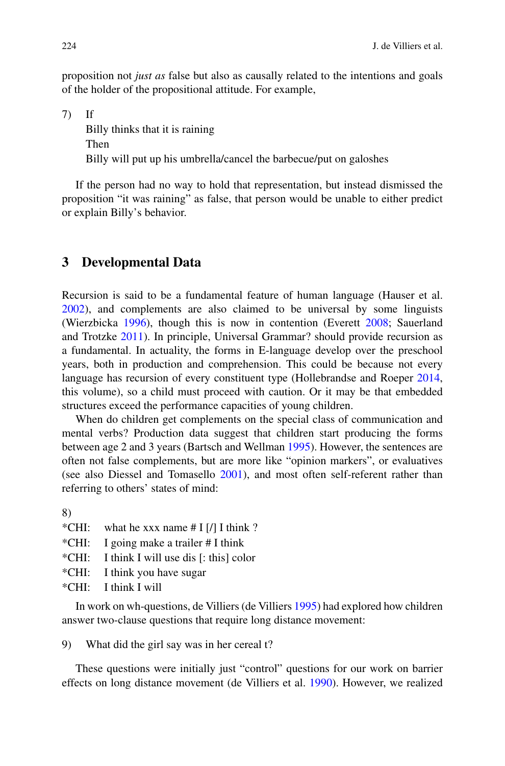proposition not *just as* false but also as causally related to the intentions and goals of the holder of the propositional attitude. For example,

7) If
   Billy thinks that it is raining
   Then
   Billy will put up his umbrella/cancel the barbecue/put on galoshes

If the person had no way to hold that representation, but instead dismissed the proposition "it was raining" as false, that person would be unable to either predict or explain Billy's behavior.

## 3 Developmental Data

Recursion is said to be a fundamental feature of human language (Hauser et al. 2002), and complements are also claimed to be universal by some linguists (Wierzbicka 1996), though this is now in contention (Everett 2008; Sauerland and Trotzke 2011). In principle, Universal Grammar? should provide recursion as a fundamental. In actuality, the forms in E-language develop over the preschool years, both in production and comprehension. This could be because not every language has recursion of every constituent type (Hollebrandse and Roeper 2014, this volume), so a child must proceed with caution. Or it may be that embedded structures exceed the performance capacities of young children.

When do children get complements on the special class of communication and mental verbs? Production data suggest that children start producing the forms between age 2 and 3 years (Bartsch and Wellman 1995). However, the sentences are often not false complements, but are more like "opinion markers", or evaluatives (see also Diessel and Tomasello 2001), and most often self-referent rather than referring to others' states of mind:

8)
*CHI: what he xxx name # I [/] I think ?
*CHI: I going make a trailer # I think
*CHI: I think I will use dis [: this] color
*CHI: I think you have sugar
*CHI: I think I will

In work on wh-questions, de Villiers (de Villiers 1995) had explored how children answer two-clause questions that require long distance movement:

9) What did the girl say was in her cereal t?

These questions were initially just "control" questions for our work on barrier effects on long distance movement (de Villiers et al. 1990). However, we realized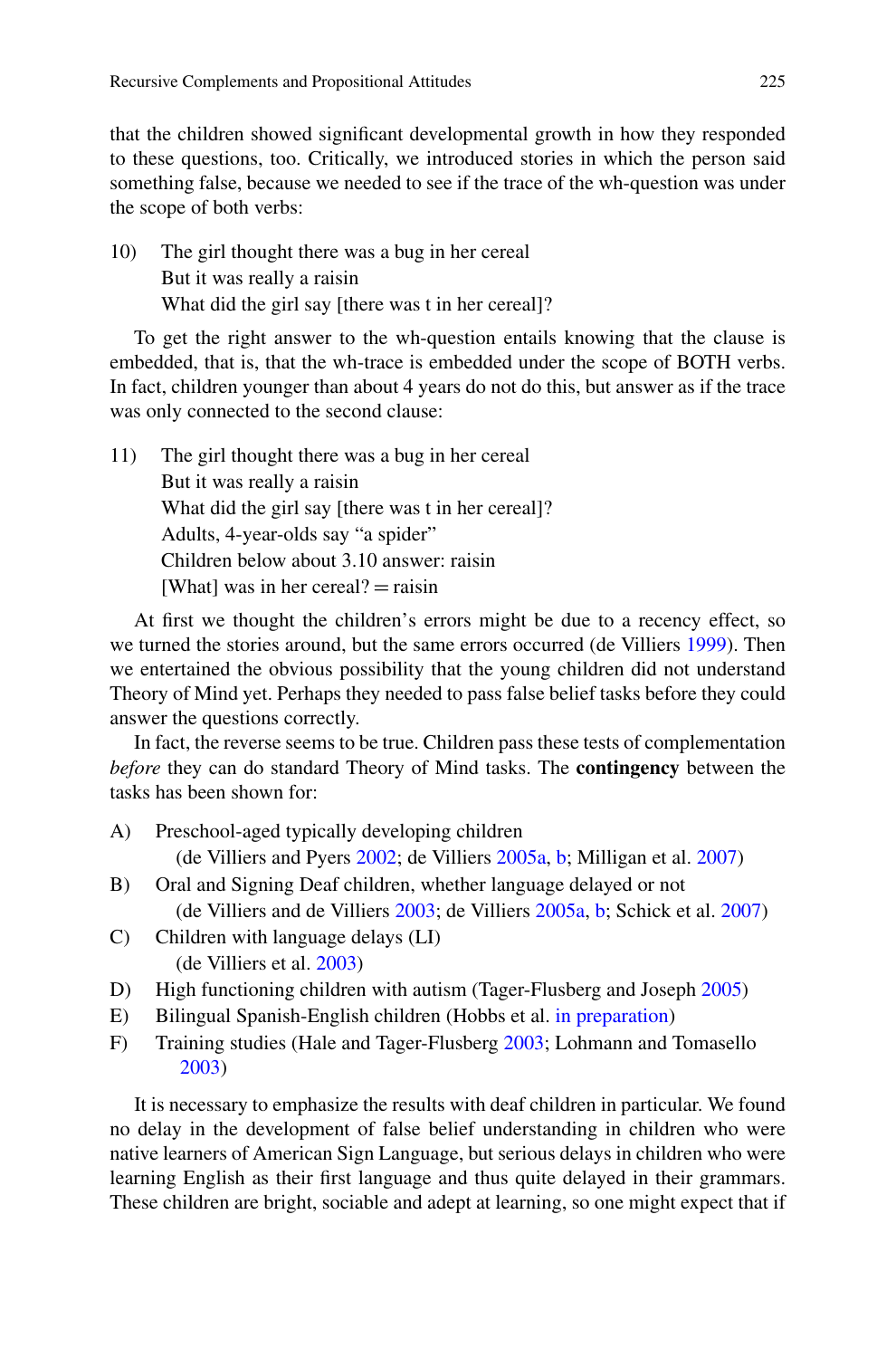that the children showed significant developmental growth in how they responded to these questions, too. Critically, we introduced stories in which the person said something false, because we needed to see if the trace of the wh-question was under the scope of both verbs:

10) The girl thought there was a bug in her cereal
    But it was really a raisin
    What did the girl say [there was t in her cereal]?

To get the right answer to the wh-question entails knowing that the clause is embedded, that is, that the wh-trace is embedded under the scope of BOTH verbs. In fact, children younger than about 4 years do not do this, but answer as if the trace was only connected to the second clause:

11) The girl thought there was a bug in her cereal
    But it was really a raisin
    What did the girl say [there was t in her cereal]?
    Adults, 4-year-olds say "a spider"
    Children below about 3.10 answer: raisin
    [What] was in her cereal? = raisin

At first we thought the children's errors might be due to a recency effect, so we turned the stories around, but the same errors occurred (de Villiers 1999). Then we entertained the obvious possibility that the young children did not understand Theory of Mind yet. Perhaps they needed to pass false belief tasks before they could answer the questions correctly.

In fact, the reverse seems to be true. Children pass these tests of complementation *before* they can do standard Theory of Mind tasks. The **contingency** between the tasks has been shown for:

A) Preschool-aged typically developing children
   (de Villiers and Pyers 2002; de Villiers 2005a, b; Milligan et al. 2007)
B) Oral and Signing Deaf children, whether language delayed or not
   (de Villiers and de Villiers 2003; de Villiers 2005a, b; Schick et al. 2007)
C) Children with language delays (LI)
   (de Villiers et al. 2003)
D) High functioning children with autism (Tager-Flusberg and Joseph 2005)
E) Bilingual Spanish-English children (Hobbs et al. in preparation)
F) Training studies (Hale and Tager-Flusberg 2003; Lohmann and Tomasello 2003)

It is necessary to emphasize the results with deaf children in particular. We found no delay in the development of false belief understanding in children who were native learners of American Sign Language, but serious delays in children who were learning English as their first language and thus quite delayed in their grammars. These children are bright, sociable and adept at learning, so one might expect that if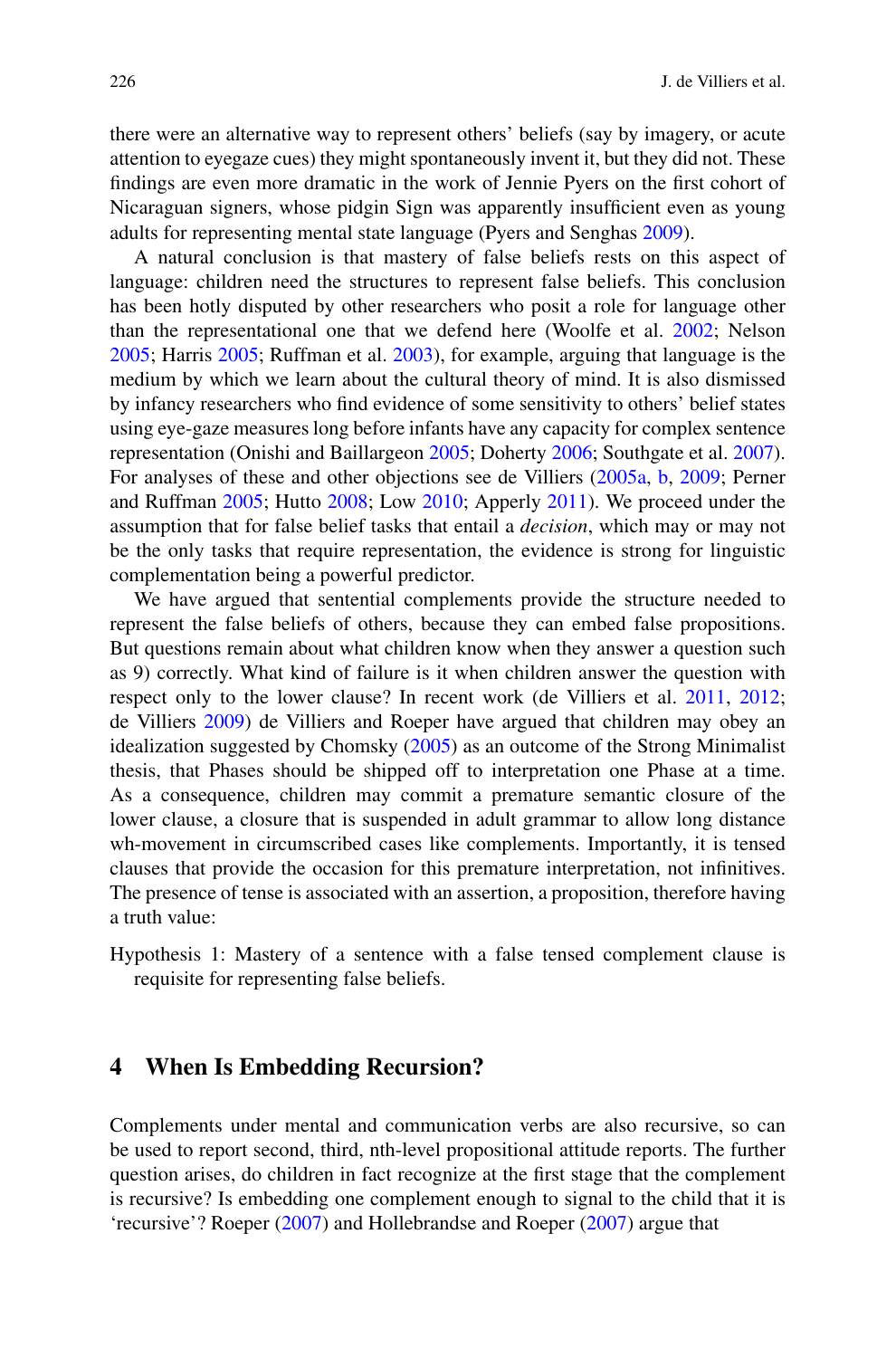there were an alternative way to represent others' beliefs (say by imagery, or acute attention to eyegaze cues) they might spontaneously invent it, but they did not. These findings are even more dramatic in the work of Jennie Pyers on the first cohort of Nicaraguan signers, whose pidgin Sign was apparently insufficient even as young adults for representing mental state language (Pyers and Senghas 2009).

A natural conclusion is that mastery of false beliefs rests on this aspect of language: children need the structures to represent false beliefs. This conclusion has been hotly disputed by other researchers who posit a role for language other than the representational one that we defend here (Woolfe et al. 2002; Nelson 2005; Harris 2005; Ruffman et al. 2003), for example, arguing that language is the medium by which we learn about the cultural theory of mind. It is also dismissed by infancy researchers who find evidence of some sensitivity to others' belief states using eye-gaze measures long before infants have any capacity for complex sentence representation (Onishi and Baillargeon 2005; Doherty 2006; Southgate et al. 2007). For analyses of these and other objections see de Villiers (2005a, b, 2009; Perner and Ruffman 2005; Hutto 2008; Low 2010; Apperly 2011). We proceed under the assumption that for false belief tasks that entail a *decision*, which may or may not be the only tasks that require representation, the evidence is strong for linguistic complementation being a powerful predictor.

We have argued that sentential complements provide the structure needed to represent the false beliefs of others, because they can embed false propositions. But questions remain about what children know when they answer a question such as 9) correctly. What kind of failure is it when children answer the question with respect only to the lower clause? In recent work (de Villiers et al. 2011, 2012; de Villiers 2009) de Villiers and Roeper have argued that children may obey an idealization suggested by Chomsky (2005) as an outcome of the Strong Minimalist thesis, that Phases should be shipped off to interpretation one Phase at a time. As a consequence, children may commit a premature semantic closure of the lower clause, a closure that is suspended in adult grammar to allow long distance wh-movement in circumscribed cases like complements. Importantly, it is tensed clauses that provide the occasion for this premature interpretation, not infinitives. The presence of tense is associated with an assertion, a proposition, therefore having a truth value:

Hypothesis 1: Mastery of a sentence with a false tensed complement clause is requisite for representing false beliefs.

## 4 When Is Embedding Recursion?

Complements under mental and communication verbs are also recursive, so can be used to report second, third, nth-level propositional attitude reports. The further question arises, do children in fact recognize at the first stage that the complement is recursive? Is embedding one complement enough to signal to the child that it is 'recursive'? Roeper (2007) and Hollebrandse and Roeper (2007) argue that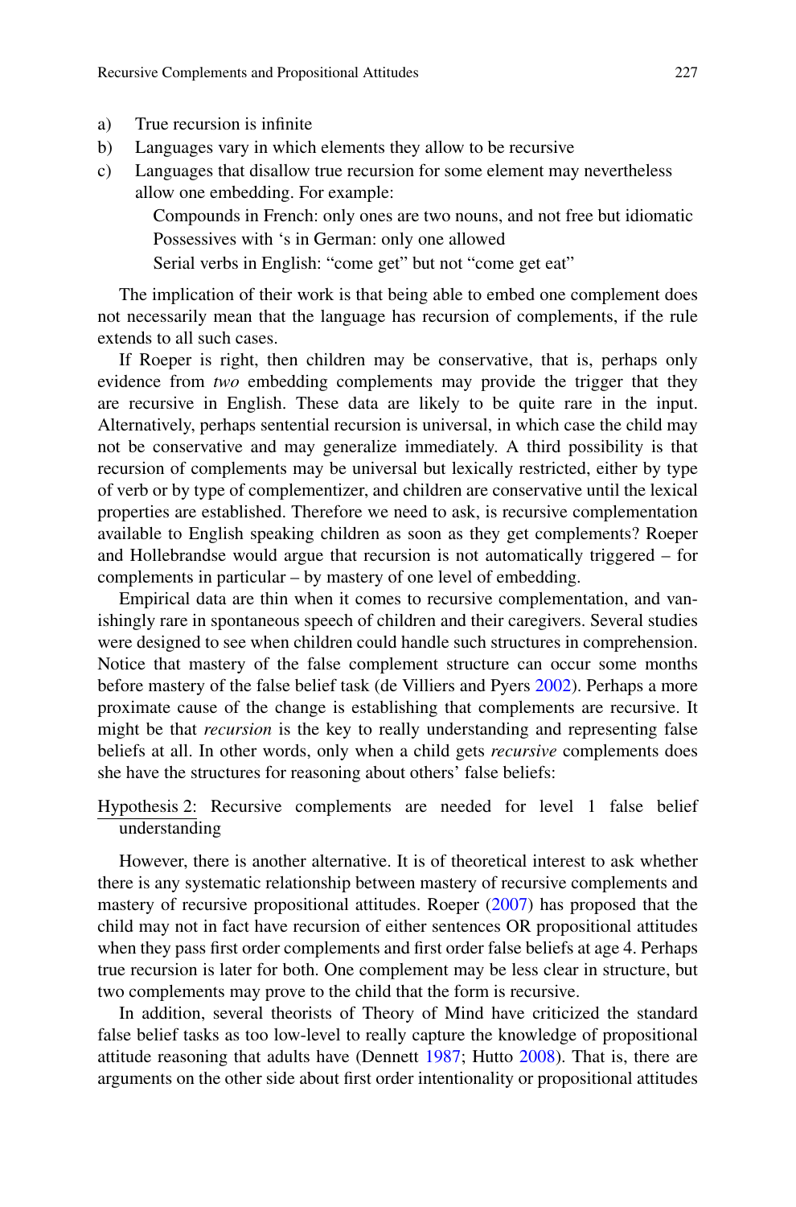a) True recursion is infinite
b) Languages vary in which elements they allow to be recursive
c) Languages that disallow true recursion for some element may nevertheless allow one embedding. For example:

   Compounds in French: only ones are two nouns, and not free but idiomatic
   Possessives with 's in German: only one allowed
   Serial verbs in English: "come get" but not "come get eat"

The implication of their work is that being able to embed one complement does not necessarily mean that the language has recursion of complements, if the rule extends to all such cases.

If Roeper is right, then children may be conservative, that is, perhaps only evidence from *two* embedding complements may provide the trigger that they are recursive in English. These data are likely to be quite rare in the input. Alternatively, perhaps sentential recursion is universal, in which case the child may not be conservative and may generalize immediately. A third possibility is that recursion of complements may be universal but lexically restricted, either by type of verb or by type of complementizer, and children are conservative until the lexical properties are established. Therefore we need to ask, is recursive complementation available to English speaking children as soon as they get complements? Roeper and Hollebrandse would argue that recursion is not automatically triggered – for complements in particular – by mastery of one level of embedding.

Empirical data are thin when it comes to recursive complementation, and vanishingly rare in spontaneous speech of children and their caregivers. Several studies were designed to see when children could handle such structures in comprehension. Notice that mastery of the false complement structure can occur some months before mastery of the false belief task (de Villiers and Pyers 2002). Perhaps a more proximate cause of the change is establishing that complements are recursive. It might be that *recursion* is the key to really understanding and representing false beliefs at all. In other words, only when a child gets *recursive* complements does she have the structures for reasoning about others' false beliefs:

Hypothesis 2: Recursive complements are needed for level 1 false belief understanding

However, there is another alternative. It is of theoretical interest to ask whether there is any systematic relationship between mastery of recursive complements and mastery of recursive propositional attitudes. Roeper (2007) has proposed that the child may not in fact have recursion of either sentences OR propositional attitudes when they pass first order complements and first order false beliefs at age 4. Perhaps true recursion is later for both. One complement may be less clear in structure, but two complements may prove to the child that the form is recursive.

In addition, several theorists of Theory of Mind have criticized the standard false belief tasks as too low-level to really capture the knowledge of propositional attitude reasoning that adults have (Dennett 1987; Hutto 2008). That is, there are arguments on the other side about first order intentionality or propositional attitudes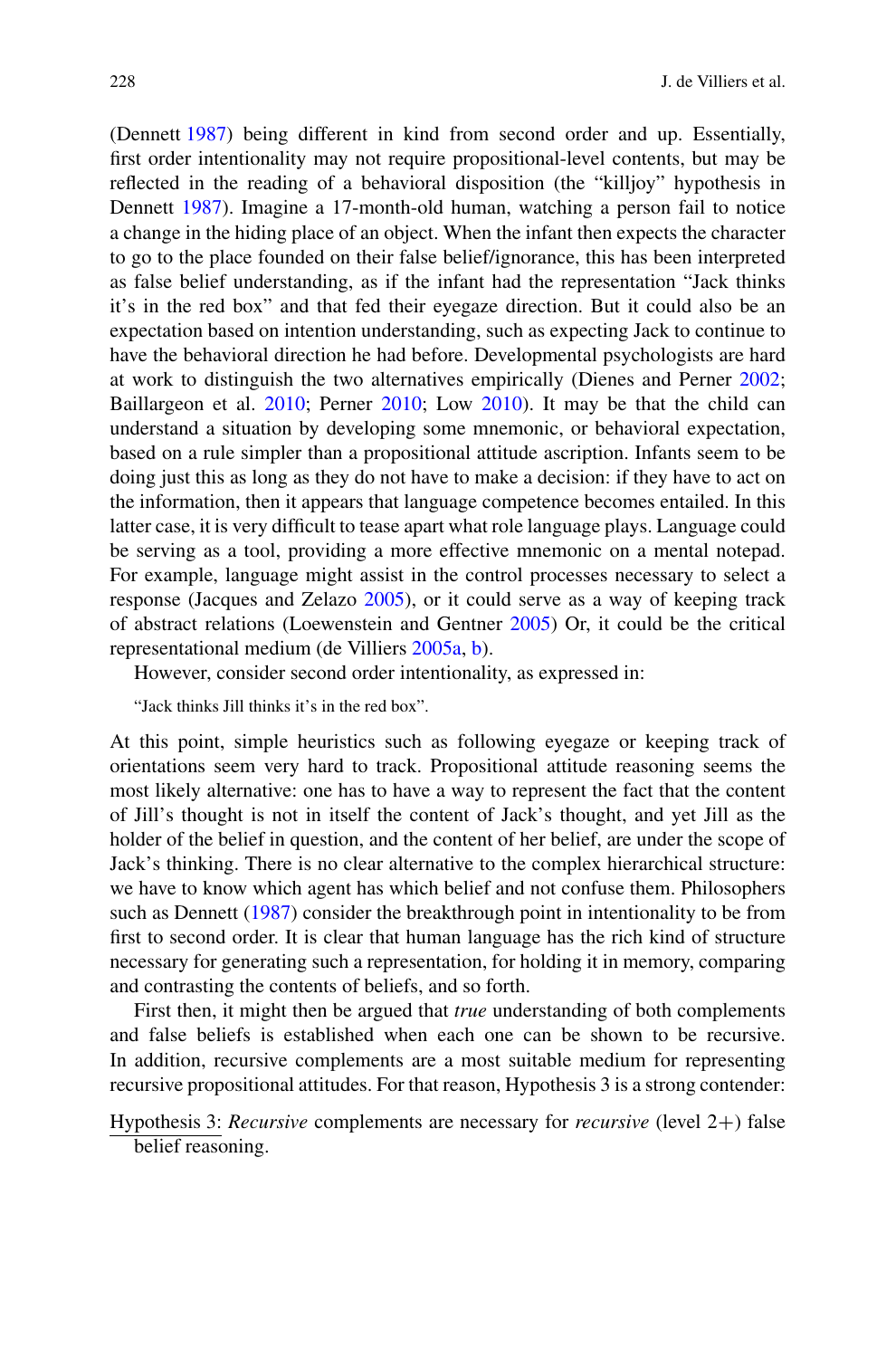(Dennett 1987) being different in kind from second order and up. Essentially, first order intentionality may not require propositional-level contents, but may be reflected in the reading of a behavioral disposition (the "killjoy" hypothesis in Dennett 1987). Imagine a 17-month-old human, watching a person fail to notice a change in the hiding place of an object. When the infant then expects the character to go to the place founded on their false belief/ignorance, this has been interpreted as false belief understanding, as if the infant had the representation "Jack thinks it's in the red box" and that fed their eyegaze direction. But it could also be an expectation based on intention understanding, such as expecting Jack to continue to have the behavioral direction he had before. Developmental psychologists are hard at work to distinguish the two alternatives empirically (Dienes and Perner 2002; Baillargeon et al. 2010; Perner 2010; Low 2010). It may be that the child can understand a situation by developing some mnemonic, or behavioral expectation, based on a rule simpler than a propositional attitude ascription. Infants seem to be doing just this as long as they do not have to make a decision: if they have to act on the information, then it appears that language competence becomes entailed. In this latter case, it is very difficult to tease apart what role language plays. Language could be serving as a tool, providing a more effective mnemonic on a mental notepad. For example, language might assist in the control processes necessary to select a response (Jacques and Zelazo 2005), or it could serve as a way of keeping track of abstract relations (Loewenstein and Gentner 2005) Or, it could be the critical representational medium (de Villiers 2005a, b).

However, consider second order intentionality, as expressed in:

> "Jack thinks Jill thinks it's in the red box".

At this point, simple heuristics such as following eyegaze or keeping track of orientations seem very hard to track. Propositional attitude reasoning seems the most likely alternative: one has to have a way to represent the fact that the content of Jill's thought is not in itself the content of Jack's thought, and yet Jill as the holder of the belief in question, and the content of her belief, are under the scope of Jack's thinking. There is no clear alternative to the complex hierarchical structure: we have to know which agent has which belief and not confuse them. Philosophers such as Dennett (1987) consider the breakthrough point in intentionality to be from first to second order. It is clear that human language has the rich kind of structure necessary for generating such a representation, for holding it in memory, comparing and contrasting the contents of beliefs, and so forth.

First then, it might then be argued that *true* understanding of both complements and false beliefs is established when each one can be shown to be recursive. In addition, recursive complements are a most suitable medium for representing recursive propositional attitudes. For that reason, Hypothesis 3 is a strong contender:

Hypothesis 3: *Recursive* complements are necessary for *recursive* (level 2+) false belief reasoning.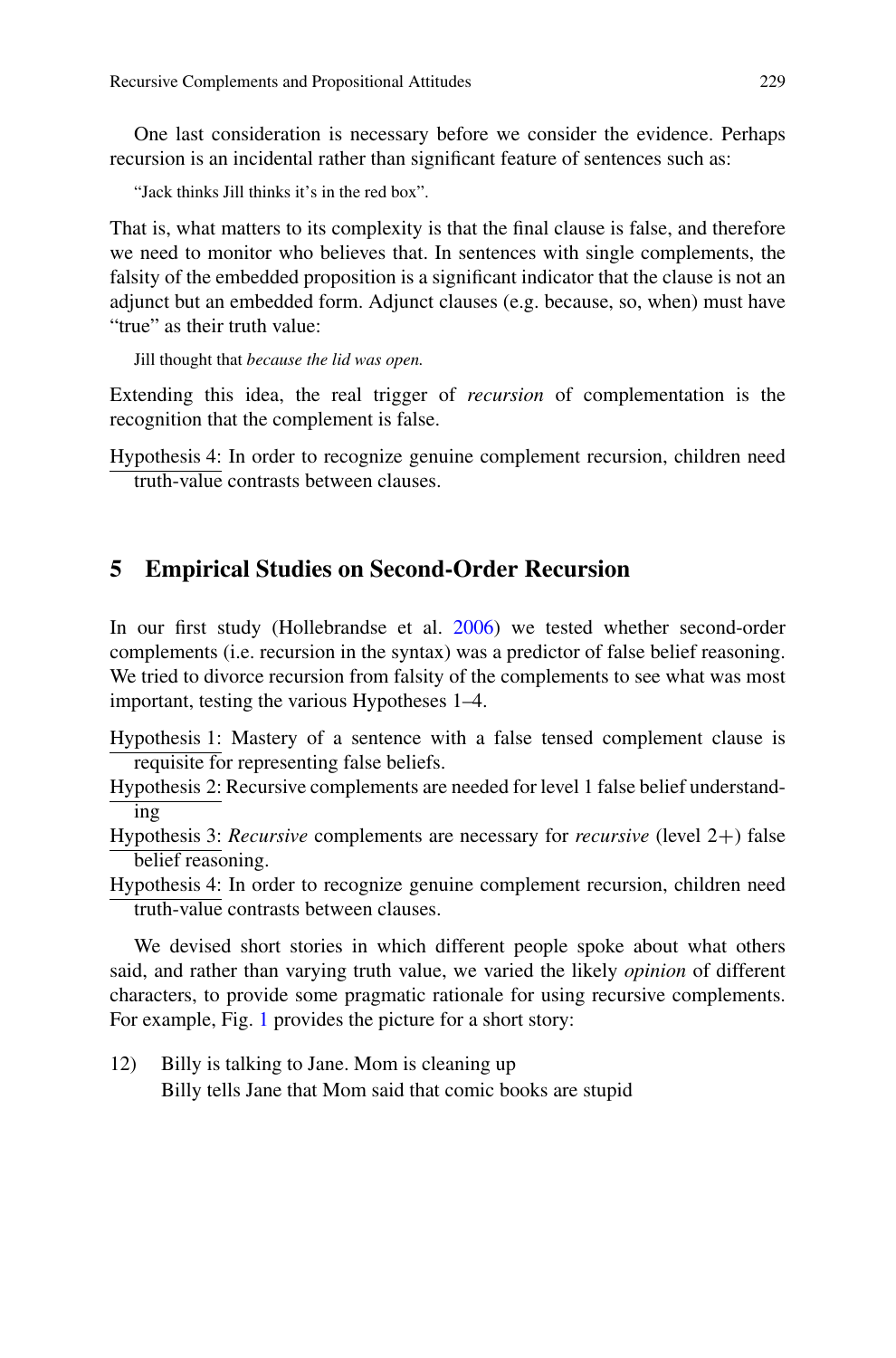One last consideration is necessary before we consider the evidence. Perhaps recursion is an incidental rather than significant feature of sentences such as:

"Jack thinks Jill thinks it's in the red box".

That is, what matters to its complexity is that the final clause is false, and therefore we need to monitor who believes that. In sentences with single complements, the falsity of the embedded proposition is a significant indicator that the clause is not an adjunct but an embedded form. Adjunct clauses (e.g. because, so, when) must have "true" as their truth value:

Jill thought that *because the lid was open.*

Extending this idea, the real trigger of *recursion* of complementation is the recognition that the complement is false.

Hypothesis 4: In order to recognize genuine complement recursion, children need truth-value contrasts between clauses.

## 5 Empirical Studies on Second-Order Recursion

In our first study (Hollebrandse et al. 2006) we tested whether second-order complements (i.e. recursion in the syntax) was a predictor of false belief reasoning. We tried to divorce recursion from falsity of the complements to see what was most important, testing the various Hypotheses 1–4.

Hypothesis 1: Mastery of a sentence with a false tensed complement clause is requisite for representing false beliefs.
Hypothesis 2: Recursive complements are needed for level 1 false belief understanding
Hypothesis 3: *Recursive* complements are necessary for *recursive* (level 2+) false belief reasoning.
Hypothesis 4: In order to recognize genuine complement recursion, children need truth-value contrasts between clauses.

We devised short stories in which different people spoke about what others said, and rather than varying truth value, we varied the likely *opinion* of different characters, to provide some pragmatic rationale for using recursive complements. For example, Fig. 1 provides the picture for a short story:

12) Billy is talking to Jane. Mom is cleaning up
Billy tells Jane that Mom said that comic books are stupid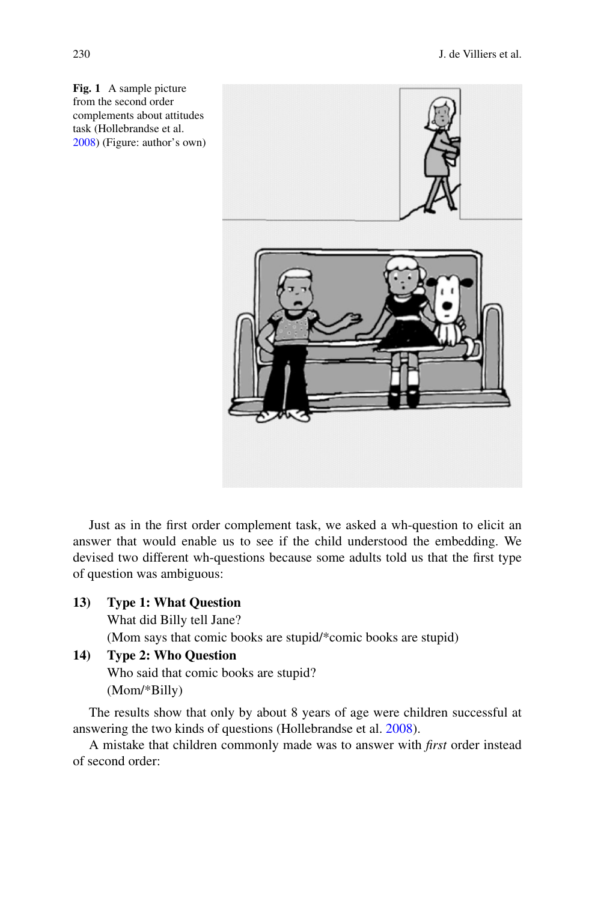**Fig. 1** A sample picture from the second order complements about attitudes task (Hollebrandse et al. 2008) (Figure: author's own)

Just as in the first order complement task, we asked a wh-question to elicit an answer that would enable us to see if the child understood the embedding. We devised two different wh-questions because some adults told us that the first type of question was ambiguous:

13) **Type 1: What Question**
What did Billy tell Jane?
(Mom says that comic books are stupid/*comic books are stupid)

14) **Type 2: Who Question**
Who said that comic books are stupid?
(Mom/*Billy)

The results show that only by about 8 years of age were children successful at answering the two kinds of questions (Hollebrandse et al. 2008).

A mistake that children commonly made was to answer with *first* order instead of second order: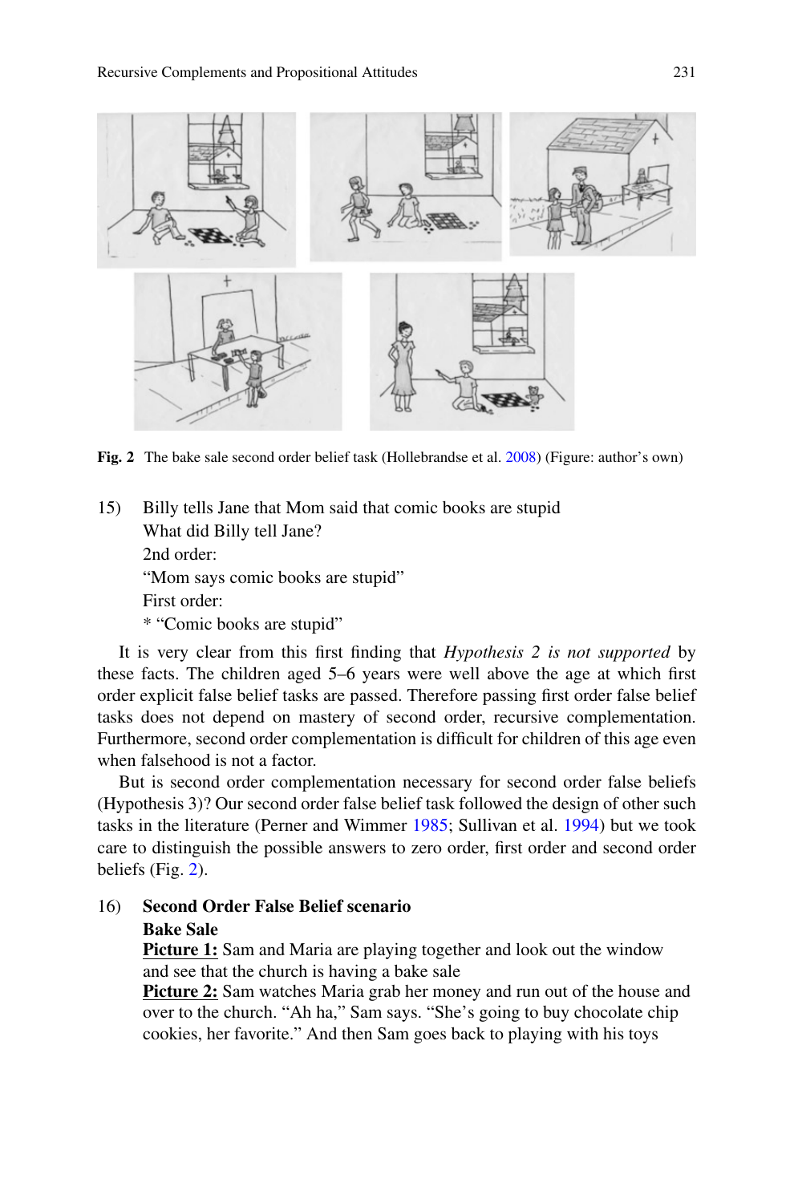Fig. 2 The bake sale second order belief task (Hollebrandse et al. 2008) (Figure: author's own)

15) Billy tells Jane that Mom said that comic books are stupid
    What did Billy tell Jane?
    2nd order:
    "Mom says comic books are stupid"
    First order:
    * "Comic books are stupid"

It is very clear from this first finding that *Hypothesis 2 is not supported* by these facts. The children aged 5–6 years were well above the age at which first order explicit false belief tasks are passed. Therefore passing first order false belief tasks does not depend on mastery of second order, recursive complementation. Furthermore, second order complementation is difficult for children of this age even when falsehood is not a factor.

But is second order complementation necessary for second order false beliefs (Hypothesis 3)? Our second order false belief task followed the design of other such tasks in the literature (Perner and Wimmer 1985; Sullivan et al. 1994) but we took care to distinguish the possible answers to zero order, first order and second order beliefs (Fig. 2).

16) **Second Order False Belief scenario**
    **Bake Sale**
    **Picture 1:** Sam and Maria are playing together and look out the window and see that the church is having a bake sale
    **Picture 2:** Sam watches Maria grab her money and run out of the house and over to the church. "Ah ha," Sam says. "She's going to buy chocolate chip cookies, her favorite." And then Sam goes back to playing with his toys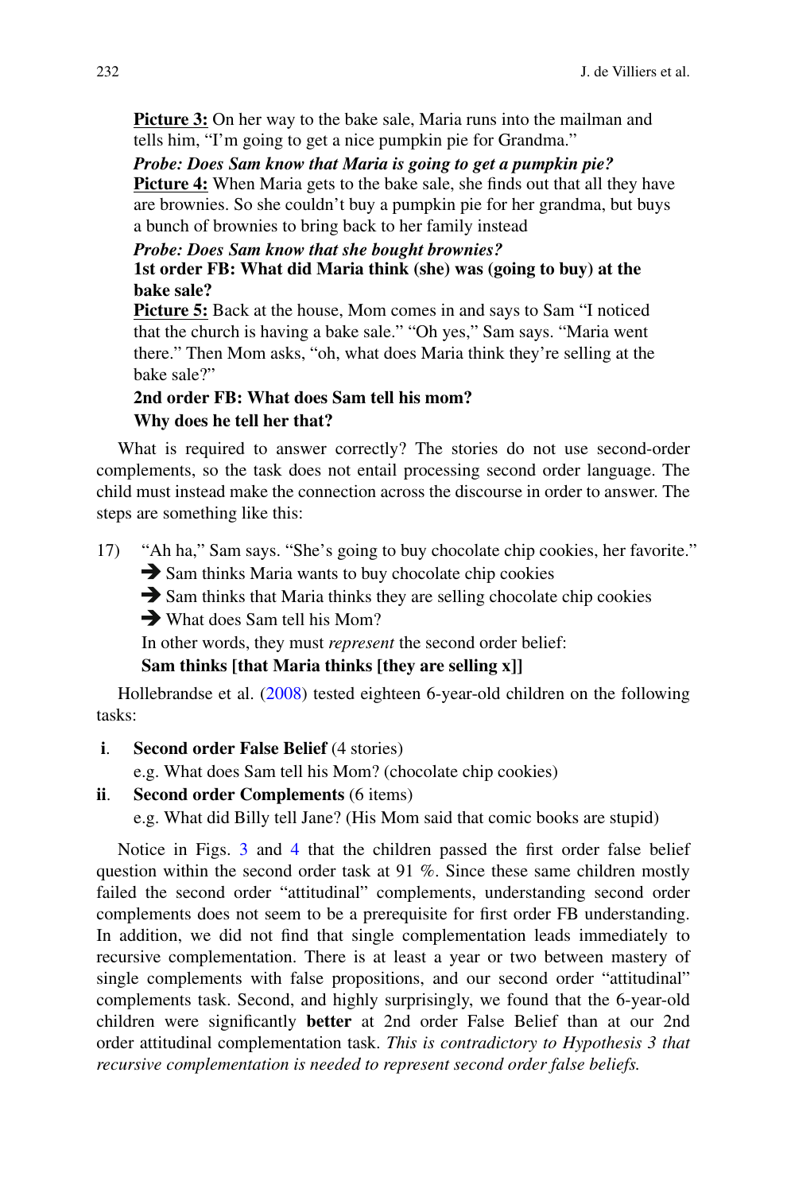**Picture 3:** On her way to the bake sale, Maria runs into the mailman and tells him, "I'm going to get a nice pumpkin pie for Grandma."

***Probe: Does Sam know that Maria is going to get a pumpkin pie?***

**Picture 4:** When Maria gets to the bake sale, she finds out that all they have are brownies. So she couldn't buy a pumpkin pie for her grandma, but buys a bunch of brownies to bring back to her family instead

***Probe: Does Sam know that she bought brownies?***

**1st order FB: What did Maria think (she) was (going to buy) at the bake sale?**

**Picture 5:** Back at the house, Mom comes in and says to Sam "I noticed that the church is having a bake sale." "Oh yes," Sam says. "Maria went there." Then Mom asks, "oh, what does Maria think they're selling at the bake sale?"

**2nd order FB: What does Sam tell his mom?**

**Why does he tell her that?**

What is required to answer correctly? The stories do not use second-order complements, so the task does not entail processing second order language. The child must instead make the connection across the discourse in order to answer. The steps are something like this:

17) "Ah ha," Sam says. "She's going to buy chocolate chip cookies, her favorite."
  ➔ Sam thinks Maria wants to buy chocolate chip cookies
  ➔ Sam thinks that Maria thinks they are selling chocolate chip cookies
  ➔ What does Sam tell his Mom?
  In other words, they must *represent* the second order belief:
  **Sam thinks [that Maria thinks [they are selling x]]**

Hollebrandse et al. (2008) tested eighteen 6-year-old children on the following tasks:

**i**. **Second order False Belief** (4 stories)
  e.g. What does Sam tell his Mom? (chocolate chip cookies)

**ii**. **Second order Complements** (6 items)
  e.g. What did Billy tell Jane? (His Mom said that comic books are stupid)

Notice in Figs. 3 and 4 that the children passed the first order false belief question within the second order task at 91 %. Since these same children mostly failed the second order "attitudinal" complements, understanding second order complements does not seem to be a prerequisite for first order FB understanding. In addition, we did not find that single complementation leads immediately to recursive complementation. There is at least a year or two between mastery of single complements with false propositions, and our second order "attitudinal" complements task. Second, and highly surprisingly, we found that the 6-year-old children were significantly **better** at 2nd order False Belief than at our 2nd order attitudinal complementation task. *This is contradictory to Hypothesis 3 that recursive complementation is needed to represent second order false beliefs.*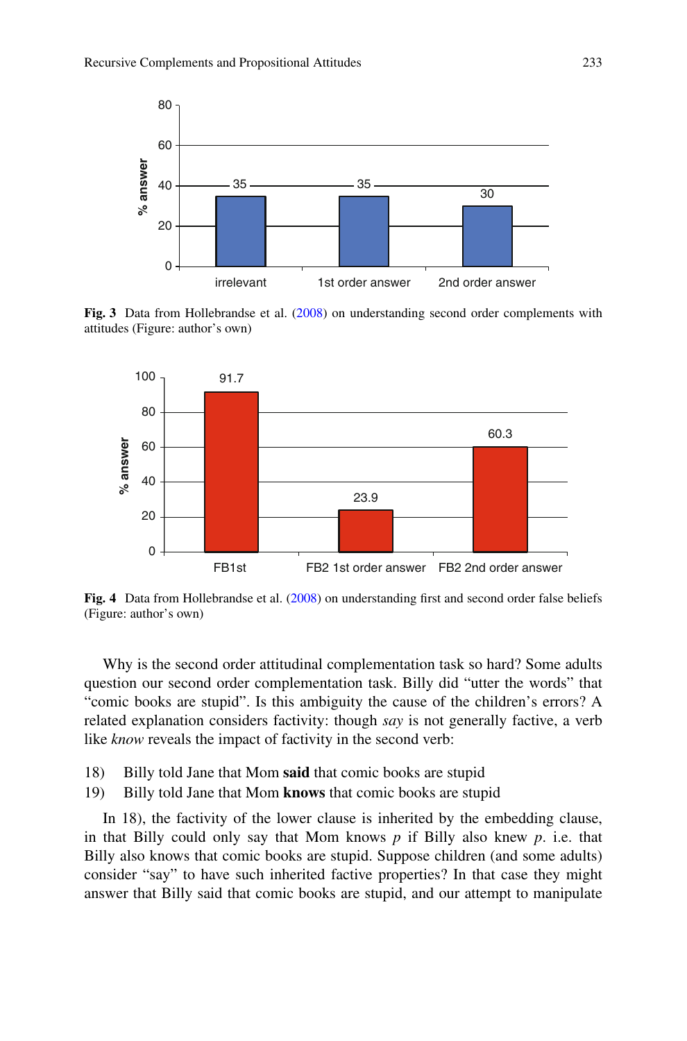Fig. 3 Data from Hollebrandse et al. (2008) on understanding second order complements with attitudes (Figure: author's own)

Fig. 4 Data from Hollebrandse et al. (2008) on understanding first and second order false beliefs (Figure: author's own)

Why is the second order attitudinal complementation task so hard? Some adults question our second order complementation task. Billy did "utter the words" that "comic books are stupid". Is this ambiguity the cause of the children's errors? A related explanation considers factivity: though *say* is not generally factive, a verb like *know* reveals the impact of factivity in the second verb:

18) Billy told Jane that Mom **said** that comic books are stupid
19) Billy told Jane that Mom **knows** that comic books are stupid

In 18), the factivity of the lower clause is inherited by the embedding clause, in that Billy could only say that Mom knows *p* if Billy also knew *p*. i.e. that Billy also knows that comic books are stupid. Suppose children (and some adults) consider "say" to have such inherited factive properties? In that case they might answer that Billy said that comic books are stupid, and our attempt to manipulate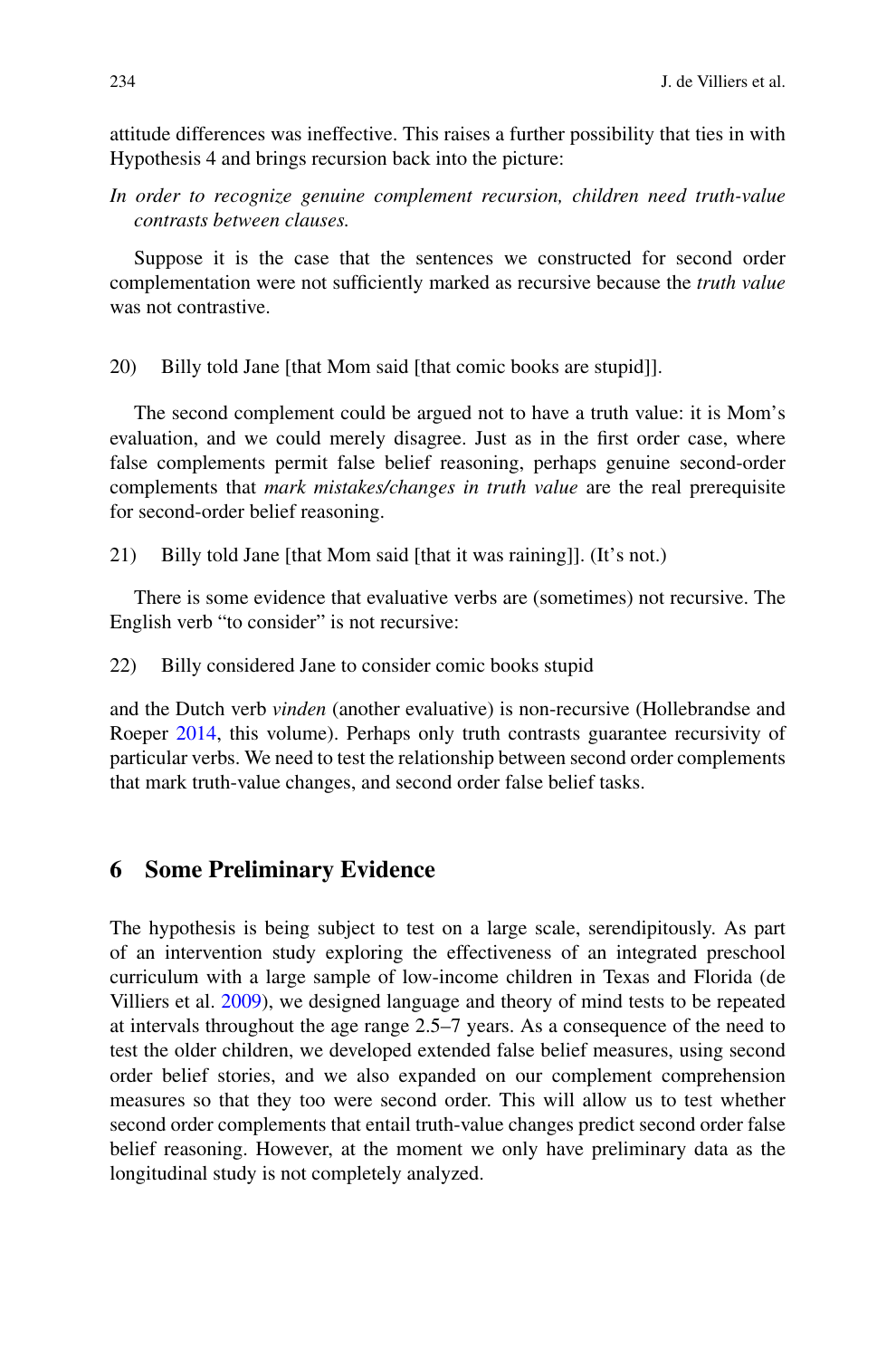attitude differences was ineffective. This raises a further possibility that ties in with Hypothesis 4 and brings recursion back into the picture:

*In order to recognize genuine complement recursion, children need truth-value contrasts between clauses.*

Suppose it is the case that the sentences we constructed for second order complementation were not sufficiently marked as recursive because the *truth value* was not contrastive.

20) Billy told Jane [that Mom said [that comic books are stupid]].

The second complement could be argued not to have a truth value: it is Mom's evaluation, and we could merely disagree. Just as in the first order case, where false complements permit false belief reasoning, perhaps genuine second-order complements that *mark mistakes/changes in truth value* are the real prerequisite for second-order belief reasoning.

21) Billy told Jane [that Mom said [that it was raining]]. (It's not.)

There is some evidence that evaluative verbs are (sometimes) not recursive. The English verb "to consider" is not recursive:

22) Billy considered Jane to consider comic books stupid

and the Dutch verb *vinden* (another evaluative) is non-recursive (Hollebrandse and Roeper 2014, this volume). Perhaps only truth contrasts guarantee recursivity of particular verbs. We need to test the relationship between second order complements that mark truth-value changes, and second order false belief tasks.

## 6 Some Preliminary Evidence

The hypothesis is being subject to test on a large scale, serendipitously. As part of an intervention study exploring the effectiveness of an integrated preschool curriculum with a large sample of low-income children in Texas and Florida (de Villiers et al. 2009), we designed language and theory of mind tests to be repeated at intervals throughout the age range 2.5–7 years. As a consequence of the need to test the older children, we developed extended false belief measures, using second order belief stories, and we also expanded on our complement comprehension measures so that they too were second order. This will allow us to test whether second order complements that entail truth-value changes predict second order false belief reasoning. However, at the moment we only have preliminary data as the longitudinal study is not completely analyzed.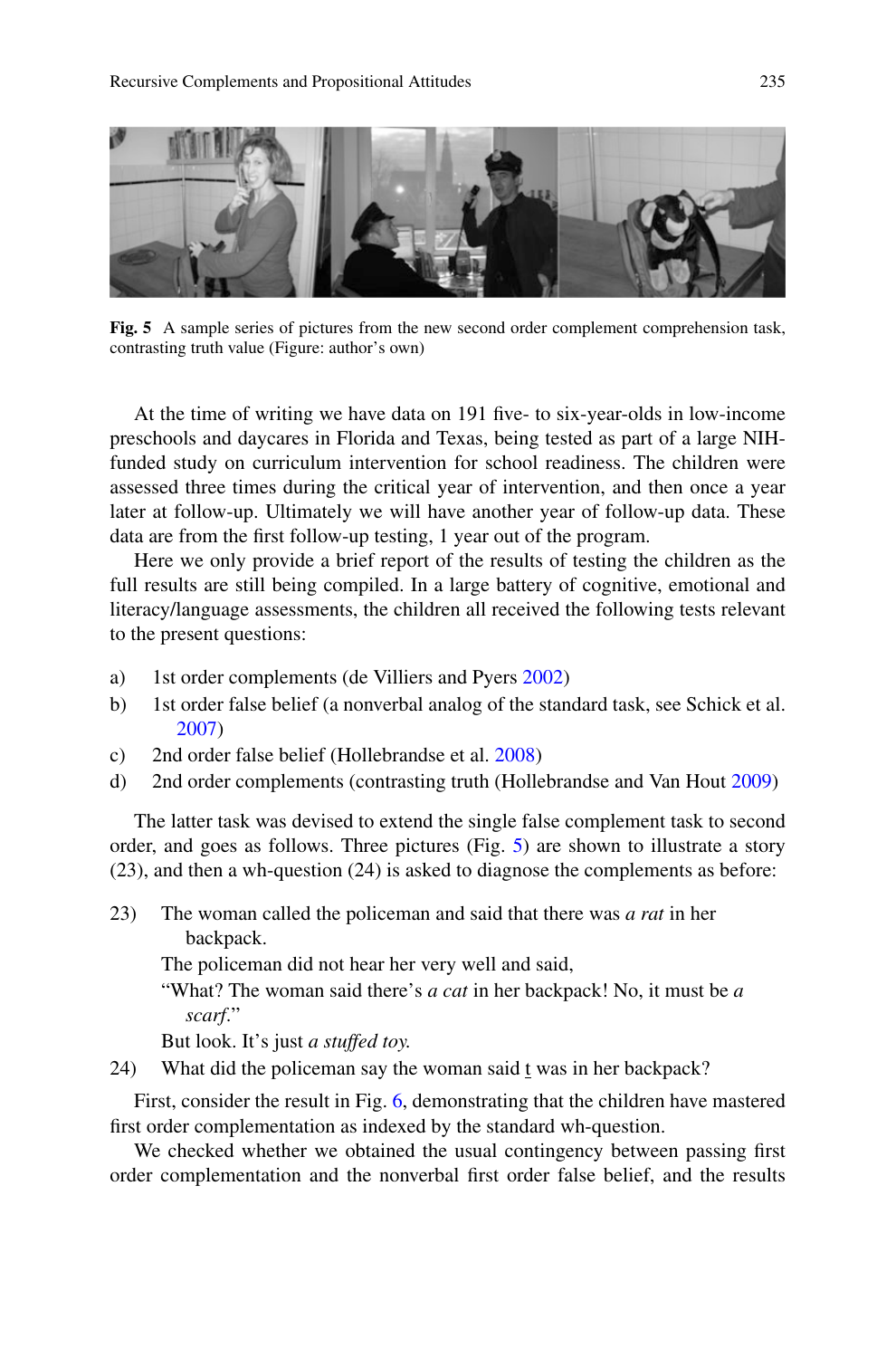Fig. 5 A sample series of pictures from the new second order complement comprehension task, contrasting truth value (Figure: author's own)

At the time of writing we have data on 191 five- to six-year-olds in low-income preschools and daycares in Florida and Texas, being tested as part of a large NIH-funded study on curriculum intervention for school readiness. The children were assessed three times during the critical year of intervention, and then once a year later at follow-up. Ultimately we will have another year of follow-up data. These data are from the first follow-up testing, 1 year out of the program.

Here we only provide a brief report of the results of testing the children as the full results are still being compiled. In a large battery of cognitive, emotional and literacy/language assessments, the children all received the following tests relevant to the present questions:

a) 1st order complements (de Villiers and Pyers 2002)
b) 1st order false belief (a nonverbal analog of the standard task, see Schick et al. 2007)
c) 2nd order false belief (Hollebrandse et al. 2008)
d) 2nd order complements (contrasting truth (Hollebrandse and Van Hout 2009)

The latter task was devised to extend the single false complement task to second order, and goes as follows. Three pictures (Fig. 5) are shown to illustrate a story (23), and then a wh-question (24) is asked to diagnose the complements as before:

23) The woman called the policeman and said that there was *a rat* in her backpack.
    The policeman did not hear her very well and said,
    "What? The woman said there's *a cat* in her backpack! No, it must be *a scarf*."
    But look. It's just *a stuffed toy*.

24) What did the policeman say the woman said t̲ was in her backpack?

First, consider the result in Fig. 6, demonstrating that the children have mastered first order complementation as indexed by the standard wh-question.

We checked whether we obtained the usual contingency between passing first order complementation and the nonverbal first order false belief, and the results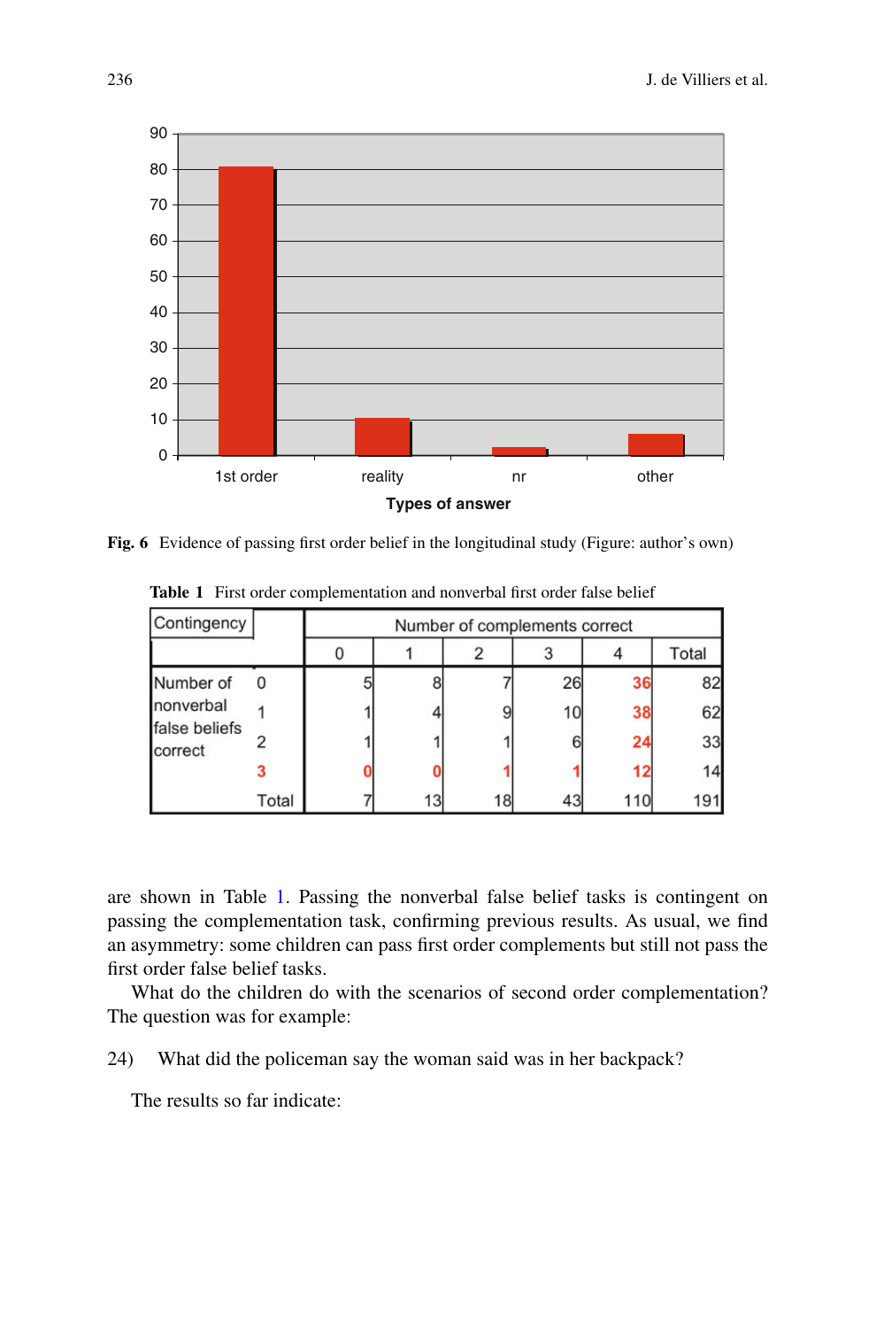Fig. 6 Evidence of passing first order belief in the longitudinal study (Figure: author's own)

**Table 1** First order complementation and nonverbal first order false belief

| Contingency | | Number of complements correct | | | | | |
|---|---|---|---|---|---|---|---|
| | | 0 | 1 | 2 | 3 | 4 | Total |
| Number of nonverbal false beliefs correct | 0 | 5 | 8 | 7 | 26 | 36 | 82 |
| | 1 | 1 | 4 | 9 | 10 | 38 | 62 |
| | 2 | 1 | 1 | 1 | 6 | 24 | 33 |
| | 3 | 0 | 0 | 1 | 1 | 12 | 14 |
| | Total | 7 | 13 | 18 | 43 | 110 | 191 |

are shown in Table 1. Passing the nonverbal false belief tasks is contingent on passing the complementation task, confirming previous results. As usual, we find an asymmetry: some children can pass first order complements but still not pass the first order false belief tasks.

What do the children do with the scenarios of second order complementation? The question was for example:

24) What did the policeman say the woman said was in her backpack?

The results so far indicate: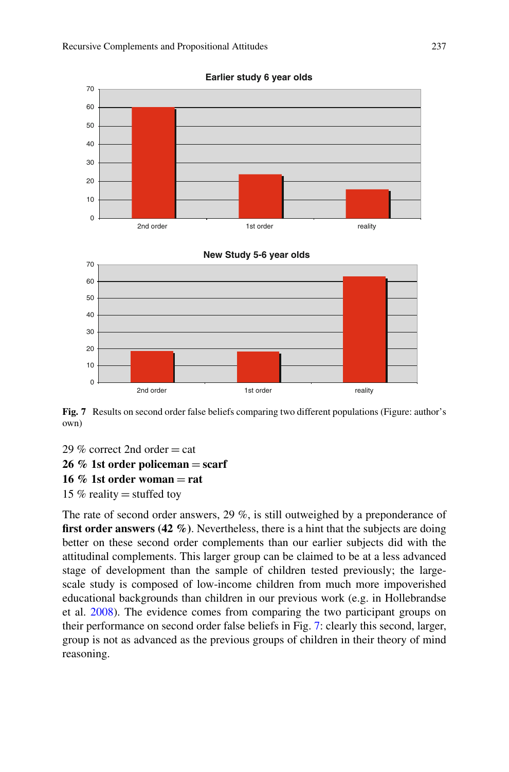**Fig. 7** Results on second order false beliefs comparing two different populations (Figure: author's own)

29 % correct 2nd order = cat
**26 % 1st order policeman = scarf**
**16 % 1st order woman = rat**
15 % reality = stuffed toy

The rate of second order answers, 29 %, is still outweighed by a preponderance of **first order answers (42 %)**. Nevertheless, there is a hint that the subjects are doing better on these second order complements than our earlier subjects did with the attitudinal complements. This larger group can be claimed to be at a less advanced stage of development than the sample of children tested previously; the large-scale study is composed of low-income children from much more impoverished educational backgrounds than children in our previous work (e.g. in Hollebrandse et al. 2008). The evidence comes from comparing the two participant groups on their performance on second order false beliefs in Fig. 7: clearly this second, larger, group is not as advanced as the previous groups of children in their theory of mind reasoning.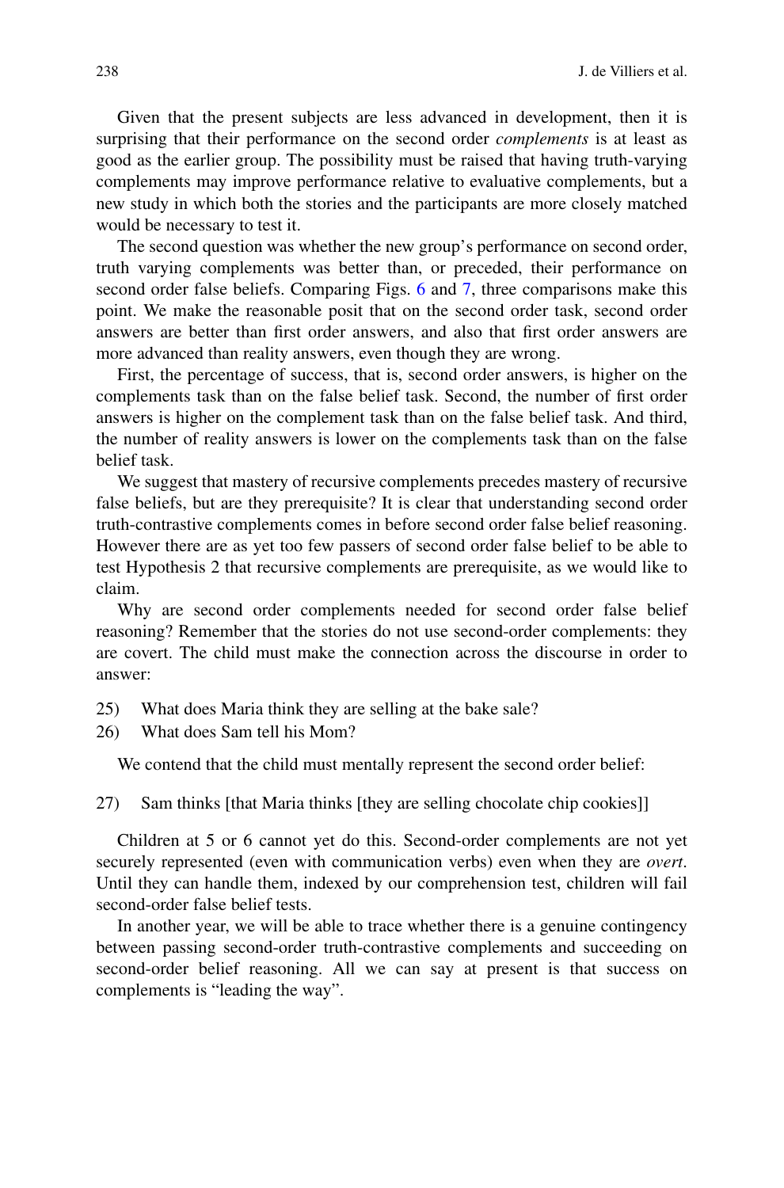Given that the present subjects are less advanced in development, then it is surprising that their performance on the second order *complements* is at least as good as the earlier group. The possibility must be raised that having truth-varying complements may improve performance relative to evaluative complements, but a new study in which both the stories and the participants are more closely matched would be necessary to test it.

The second question was whether the new group's performance on second order, truth varying complements was better than, or preceded, their performance on second order false beliefs. Comparing Figs. 6 and 7, three comparisons make this point. We make the reasonable posit that on the second order task, second order answers are better than first order answers, and also that first order answers are more advanced than reality answers, even though they are wrong.

First, the percentage of success, that is, second order answers, is higher on the complements task than on the false belief task. Second, the number of first order answers is higher on the complement task than on the false belief task. And third, the number of reality answers is lower on the complements task than on the false belief task.

We suggest that mastery of recursive complements precedes mastery of recursive false beliefs, but are they prerequisite? It is clear that understanding second order truth-contrastive complements comes in before second order false belief reasoning. However there are as yet too few passers of second order false belief to be able to test Hypothesis 2 that recursive complements are prerequisite, as we would like to claim.

Why are second order complements needed for second order false belief reasoning? Remember that the stories do not use second-order complements: they are covert. The child must make the connection across the discourse in order to answer:

25) What does Maria think they are selling at the bake sale?
26) What does Sam tell his Mom?

We contend that the child must mentally represent the second order belief:

27) Sam thinks [that Maria thinks [they are selling chocolate chip cookies]]

Children at 5 or 6 cannot yet do this. Second-order complements are not yet securely represented (even with communication verbs) even when they are *overt*. Until they can handle them, indexed by our comprehension test, children will fail second-order false belief tests.

In another year, we will be able to trace whether there is a genuine contingency between passing second-order truth-contrastive complements and succeeding on second-order belief reasoning. All we can say at present is that success on complements is "leading the way".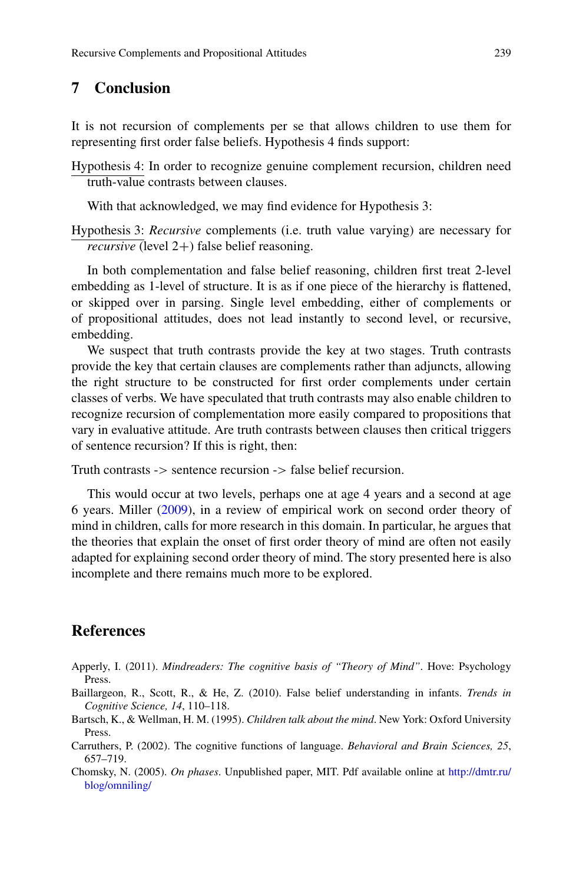## 7 Conclusion

It is not recursion of complements per se that allows children to use them for representing first order false beliefs. Hypothesis 4 finds support:

Hypothesis 4: In order to recognize genuine complement recursion, children need truth-value contrasts between clauses.

With that acknowledged, we may find evidence for Hypothesis 3:

Hypothesis 3: *Recursive* complements (i.e. truth value varying) are necessary for *recursive* (level 2+) false belief reasoning.

In both complementation and false belief reasoning, children first treat 2-level embedding as 1-level of structure. It is as if one piece of the hierarchy is flattened, or skipped over in parsing. Single level embedding, either of complements or of propositional attitudes, does not lead instantly to second level, or recursive, embedding.

We suspect that truth contrasts provide the key at two stages. Truth contrasts provide the key that certain clauses are complements rather than adjuncts, allowing the right structure to be constructed for first order complements under certain classes of verbs. We have speculated that truth contrasts may also enable children to recognize recursion of complementation more easily compared to propositions that vary in evaluative attitude. Are truth contrasts between clauses then critical triggers of sentence recursion? If this is right, then:

Truth contrasts -> sentence recursion -> false belief recursion.

This would occur at two levels, perhaps one at age 4 years and a second at age 6 years. Miller (2009), in a review of empirical work on second order theory of mind in children, calls for more research in this domain. In particular, he argues that the theories that explain the onset of first order theory of mind are often not easily adapted for explaining second order theory of mind. The story presented here is also incomplete and there remains much more to be explored.

## References

Apperly, I. (2011). *Mindreaders: The cognitive basis of "Theory of Mind"*. Hove: Psychology Press.

Baillargeon, R., Scott, R., & He, Z. (2010). False belief understanding in infants. *Trends in Cognitive Science, 14*, 110–118.

Bartsch, K., & Wellman, H. M. (1995). *Children talk about the mind*. New York: Oxford University Press.

Carruthers, P. (2002). The cognitive functions of language. *Behavioral and Brain Sciences, 25*, 657–719.

Chomsky, N. (2005). *On phases*. Unpublished paper, MIT. Pdf available online at http://dmtr.ru/blog/omniling/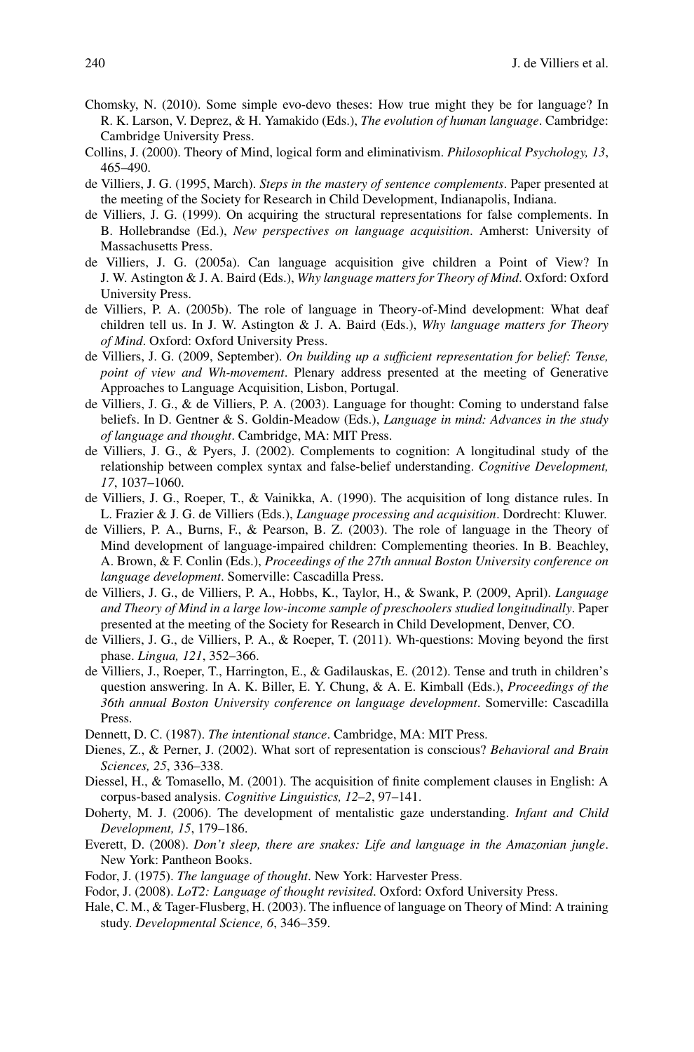Chomsky, N. (2010). Some simple evo-devo theses: How true might they be for language? In R. K. Larson, V. Deprez, & H. Yamakido (Eds.), *The evolution of human language*. Cambridge: Cambridge University Press.

Collins, J. (2000). Theory of Mind, logical form and eliminativism. *Philosophical Psychology, 13*, 465–490.

de Villiers, J. G. (1995, March). *Steps in the mastery of sentence complements*. Paper presented at the meeting of the Society for Research in Child Development, Indianapolis, Indiana.

de Villiers, J. G. (1999). On acquiring the structural representations for false complements. In B. Hollebrandse (Ed.), *New perspectives on language acquisition*. Amherst: University of Massachusetts Press.

de Villiers, J. G. (2005a). Can language acquisition give children a Point of View? In J. W. Astington & J. A. Baird (Eds.), *Why language matters for Theory of Mind*. Oxford: Oxford University Press.

de Villiers, P. A. (2005b). The role of language in Theory-of-Mind development: What deaf children tell us. In J. W. Astington & J. A. Baird (Eds.), *Why language matters for Theory of Mind*. Oxford: Oxford University Press.

de Villiers, J. G. (2009, September). *On building up a sufficient representation for belief: Tense, point of view and Wh-movement*. Plenary address presented at the meeting of Generative Approaches to Language Acquisition, Lisbon, Portugal.

de Villiers, J. G., & de Villiers, P. A. (2003). Language for thought: Coming to understand false beliefs. In D. Gentner & S. Goldin-Meadow (Eds.), *Language in mind: Advances in the study of language and thought*. Cambridge, MA: MIT Press.

de Villiers, J. G., & Pyers, J. (2002). Complements to cognition: A longitudinal study of the relationship between complex syntax and false-belief understanding. *Cognitive Development, 17*, 1037–1060.

de Villiers, J. G., Roeper, T., & Vainikka, A. (1990). The acquisition of long distance rules. In L. Frazier & J. G. de Villiers (Eds.), *Language processing and acquisition*. Dordrecht: Kluwer.

de Villiers, P. A., Burns, F., & Pearson, B. Z. (2003). The role of language in the Theory of Mind development of language-impaired children: Complementing theories. In B. Beachley, A. Brown, & F. Conlin (Eds.), *Proceedings of the 27th annual Boston University conference on language development*. Somerville: Cascadilla Press.

de Villiers, J. G., de Villiers, P. A., Hobbs, K., Taylor, H., & Swank, P. (2009, April). *Language and Theory of Mind in a large low-income sample of preschoolers studied longitudinally*. Paper presented at the meeting of the Society for Research in Child Development, Denver, CO.

de Villiers, J. G., de Villiers, P. A., & Roeper, T. (2011). Wh-questions: Moving beyond the first phase. *Lingua, 121*, 352–366.

de Villiers, J., Roeper, T., Harrington, E., & Gadilauskas, E. (2012). Tense and truth in children's question answering. In A. K. Biller, E. Y. Chung, & A. E. Kimball (Eds.), *Proceedings of the 36th annual Boston University conference on language development*. Somerville: Cascadilla Press.

Dennett, D. C. (1987). *The intentional stance*. Cambridge, MA: MIT Press.

Dienes, Z., & Perner, J. (2002). What sort of representation is conscious? *Behavioral and Brain Sciences, 25*, 336–338.

Diessel, H., & Tomasello, M. (2001). The acquisition of finite complement clauses in English: A corpus-based analysis. *Cognitive Linguistics, 12–2*, 97–141.

Doherty, M. J. (2006). The development of mentalistic gaze understanding. *Infant and Child Development, 15*, 179–186.

Everett, D. (2008). *Don't sleep, there are snakes: Life and language in the Amazonian jungle*. New York: Pantheon Books.

Fodor, J. (1975). *The language of thought*. New York: Harvester Press.

Fodor, J. (2008). *LoT2: Language of thought revisited*. Oxford: Oxford University Press.

Hale, C. M., & Tager-Flusberg, H. (2003). The influence of language on Theory of Mind: A training study. *Developmental Science, 6*, 346–359.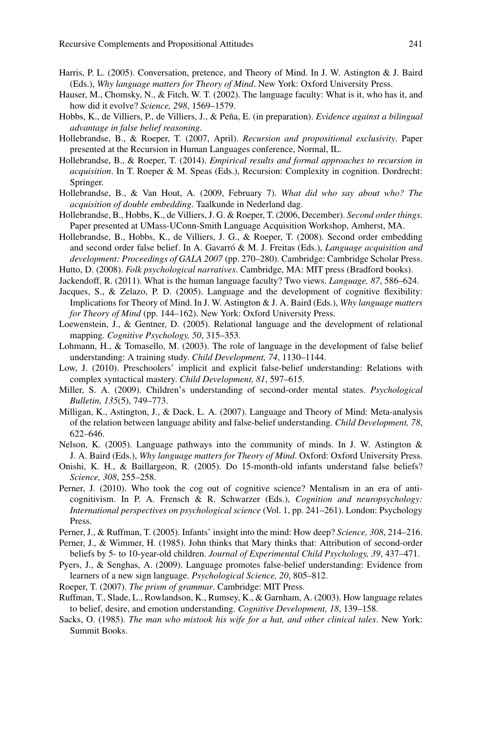Harris, P. L. (2005). Conversation, pretence, and Theory of Mind. In J. W. Astington & J. Baird (Eds.), *Why language matters for Theory of Mind*. New York: Oxford University Press.

Hauser, M., Chomsky, N., & Fitch, W. T. (2002). The language faculty: What is it, who has it, and how did it evolve? *Science, 298*, 1569–1579.

Hobbs, K., de Villiers, P., de Villiers, J., & Peña, E. (in preparation). *Evidence against a bilingual advantage in false belief reasoning*.

Hollebrandse, B., & Roeper, T. (2007, April). *Recursion and propositional exclusivity*. Paper presented at the Recursion in Human Languages conference, Normal, IL.

Hollebrandse, B., & Roeper, T. (2014). *Empirical results and formal approaches to recursion in acquisition*. In T. Roeper & M. Speas (Eds.), Recursion: Complexity in cognition. Dordrecht: Springer.

Hollebrandse, B., & Van Hout, A. (2009, February 7). *What did who say about who? The acquisition of double embedding*. Taalkunde in Nederland dag.

Hollebrandse, B., Hobbs, K., de Villiers, J. G. & Roeper, T. (2006, December). *Second order things*. Paper presented at UMass-UConn-Smith Language Acquisition Workshop, Amherst, MA.

Hollebrandse, B., Hobbs, K., de Villiers, J. G., & Roeper, T. (2008). Second order embedding and second order false belief. In A. Gavarró & M. J. Freitas (Eds.), *Language acquisition and development: Proceedings of GALA 2007* (pp. 270–280). Cambridge: Cambridge Scholar Press.

Hutto, D. (2008). *Folk psychological narratives*. Cambridge, MA: MIT press (Bradford books).

Jackendoff, R. (2011). What is the human language faculty? Two views. *Language, 87*, 586–624.

Jacques, S., & Zelazo, P. D. (2005). Language and the development of cognitive flexibility: Implications for Theory of Mind. In J. W. Astington & J. A. Baird (Eds.), *Why language matters for Theory of Mind* (pp. 144–162). New York: Oxford University Press.

Loewenstein, J., & Gentner, D. (2005). Relational language and the development of relational mapping. *Cognitive Psychology, 50*, 315–353.

Lohmann, H., & Tomasello, M. (2003). The role of language in the development of false belief understanding: A training study. *Child Development, 74*, 1130–1144.

Low, J. (2010). Preschoolers' implicit and explicit false-belief understanding: Relations with complex syntactical mastery. *Child Development, 81*, 597–615.

Miller, S. A. (2009). Children's understanding of second-order mental states. *Psychological Bulletin, 135*(5), 749–773.

Milligan, K., Astington, J., & Dack, L. A. (2007). Language and Theory of Mind: Meta-analysis of the relation between language ability and false-belief understanding. *Child Development, 78*, 622–646.

Nelson, K. (2005). Language pathways into the community of minds. In J. W. Astington & J. A. Baird (Eds.), *Why language matters for Theory of Mind*. Oxford: Oxford University Press.

Onishi, K. H., & Baillargeon, R. (2005). Do 15-month-old infants understand false beliefs? *Science, 308*, 255–258.

Perner, J. (2010). Who took the cog out of cognitive science? Mentalism in an era of anti-cognitivism. In P. A. Frensch & R. Schwarzer (Eds.), *Cognition and neuropsychology: International perspectives on psychological science* (Vol. 1, pp. 241–261). London: Psychology Press.

Perner, J., & Ruffman, T. (2005). Infants' insight into the mind: How deep? *Science, 308*, 214–216.

Perner, J., & Wimmer, H. (1985). John thinks that Mary thinks that: Attribution of second-order beliefs by 5- to 10-year-old children. *Journal of Experimental Child Psychology, 39*, 437–471.

Pyers, J., & Senghas, A. (2009). Language promotes false-belief understanding: Evidence from learners of a new sign language. *Psychological Science, 20*, 805–812.

Roeper, T. (2007). *The prism of grammar*. Cambridge: MIT Press.

Ruffman, T., Slade, L., Rowlandson, K., Rumsey, K., & Garnham, A. (2003). How language relates to belief, desire, and emotion understanding. *Cognitive Development, 18*, 139–158.

Sacks, O. (1985). *The man who mistook his wife for a hat, and other clinical tales*. New York: Summit Books.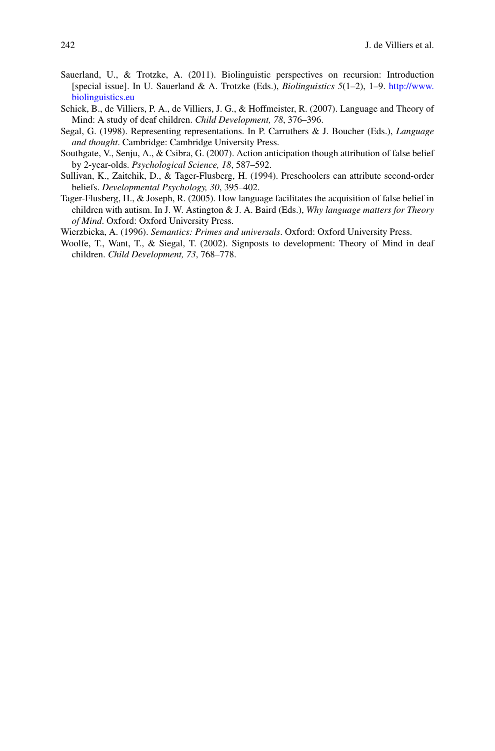Sauerland, U., & Trotzke, A. (2011). Biolinguistic perspectives on recursion: Introduction [special issue]. In U. Sauerland & A. Trotzke (Eds.), *Biolinguistics 5*(1–2), 1–9. http://www.biolinguistics.eu

Schick, B., de Villiers, P. A., de Villiers, J. G., & Hoffmeister, R. (2007). Language and Theory of Mind: A study of deaf children. *Child Development, 78*, 376–396.

Segal, G. (1998). Representing representations. In P. Carruthers & J. Boucher (Eds.), *Language and thought*. Cambridge: Cambridge University Press.

Southgate, V., Senju, A., & Csibra, G. (2007). Action anticipation though attribution of false belief by 2-year-olds. *Psychological Science, 18*, 587–592.

Sullivan, K., Zaitchik, D., & Tager-Flusberg, H. (1994). Preschoolers can attribute second-order beliefs. *Developmental Psychology, 30*, 395–402.

Tager-Flusberg, H., & Joseph, R. (2005). How language facilitates the acquisition of false belief in children with autism. In J. W. Astington & J. A. Baird (Eds.), *Why language matters for Theory of Mind*. Oxford: Oxford University Press.

Wierzbicka, A. (1996). *Semantics: Primes and universals*. Oxford: Oxford University Press.

Woolfe, T., Want, T., & Siegal, T. (2002). Signposts to development: Theory of Mind in deaf children. *Child Development, 73*, 768–778.